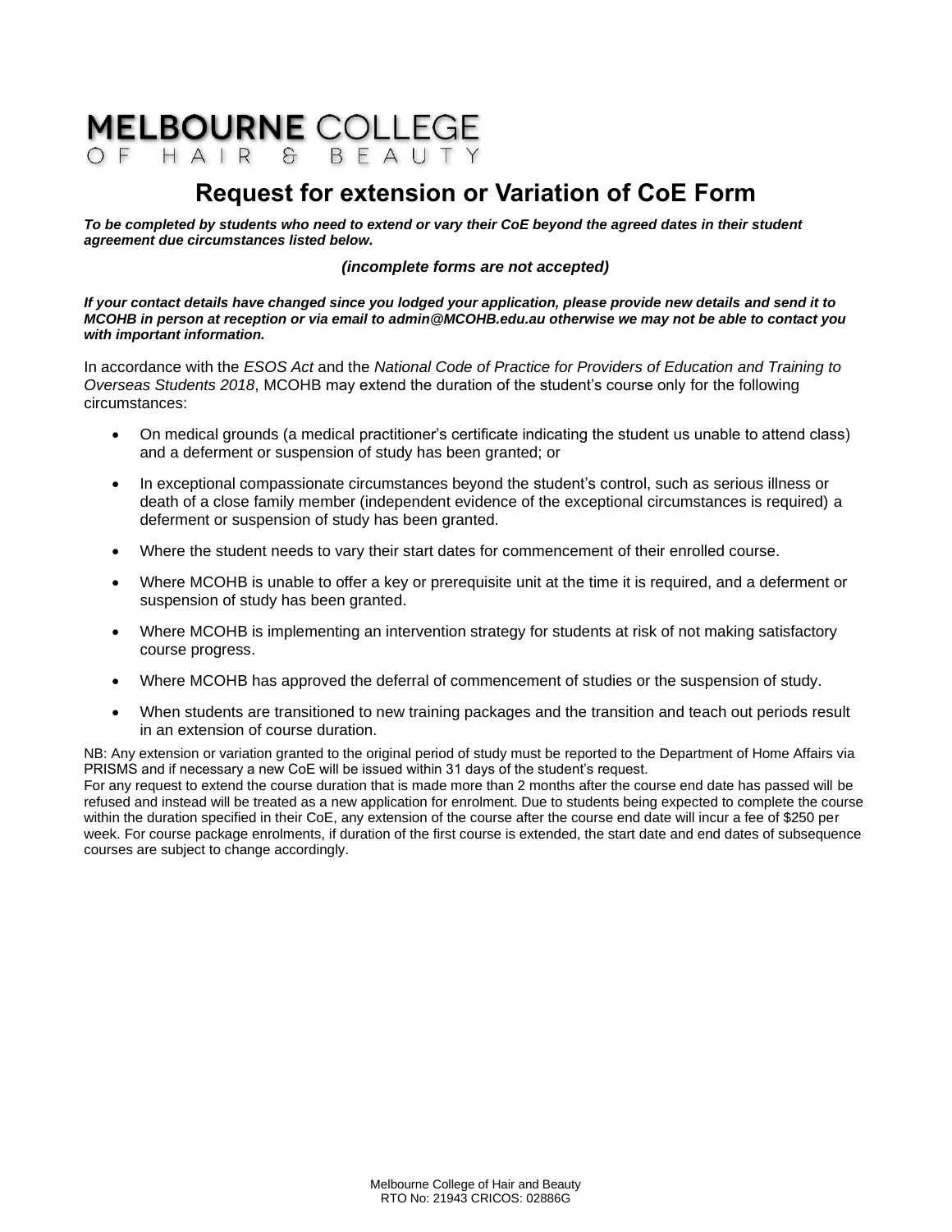# MELBOURNE COLLEGE OF HAIR & BEAUTY

## Request for extension or Variation of CoE Form

***To be completed by students who need to extend or vary their CoE beyond the agreed dates in their student agreement due circumstances listed below.***

***(incomplete forms are not accepted)***

***If your contact details have changed since you lodged your application, please provide new details and send it to MCOHB in person at reception or via email to admin@MCOHB.edu.au otherwise we may not be able to contact you with important information.***

In accordance with the *ESOS Act* and the *National Code of Practice for Providers of Education and Training to Overseas Students 2018*, MCOHB may extend the duration of the student's course only for the following circumstances:

- On medical grounds (a medical practitioner's certificate indicating the student us unable to attend class) and a deferment or suspension of study has been granted; or
- In exceptional compassionate circumstances beyond the student's control, such as serious illness or death of a close family member (independent evidence of the exceptional circumstances is required) a deferment or suspension of study has been granted.
- Where the student needs to vary their start dates for commencement of their enrolled course.
- Where MCOHB is unable to offer a key or prerequisite unit at the time it is required, and a deferment or suspension of study has been granted.
- Where MCOHB is implementing an intervention strategy for students at risk of not making satisfactory course progress.
- Where MCOHB has approved the deferral of commencement of studies or the suspension of study.
- When students are transitioned to new training packages and the transition and teach out periods result in an extension of course duration.

NB: Any extension or variation granted to the original period of study must be reported to the Department of Home Affairs via PRISMS and if necessary a new CoE will be issued within 31 days of the student's request.
For any request to extend the course duration that is made more than 2 months after the course end date has passed will be refused and instead will be treated as a new application for enrolment. Due to students being expected to complete the course within the duration specified in their CoE, any extension of the course after the course end date will incur a fee of $250 per week. For course package enrolments, if duration of the first course is extended, the start date and end dates of subsequence courses are subject to change accordingly.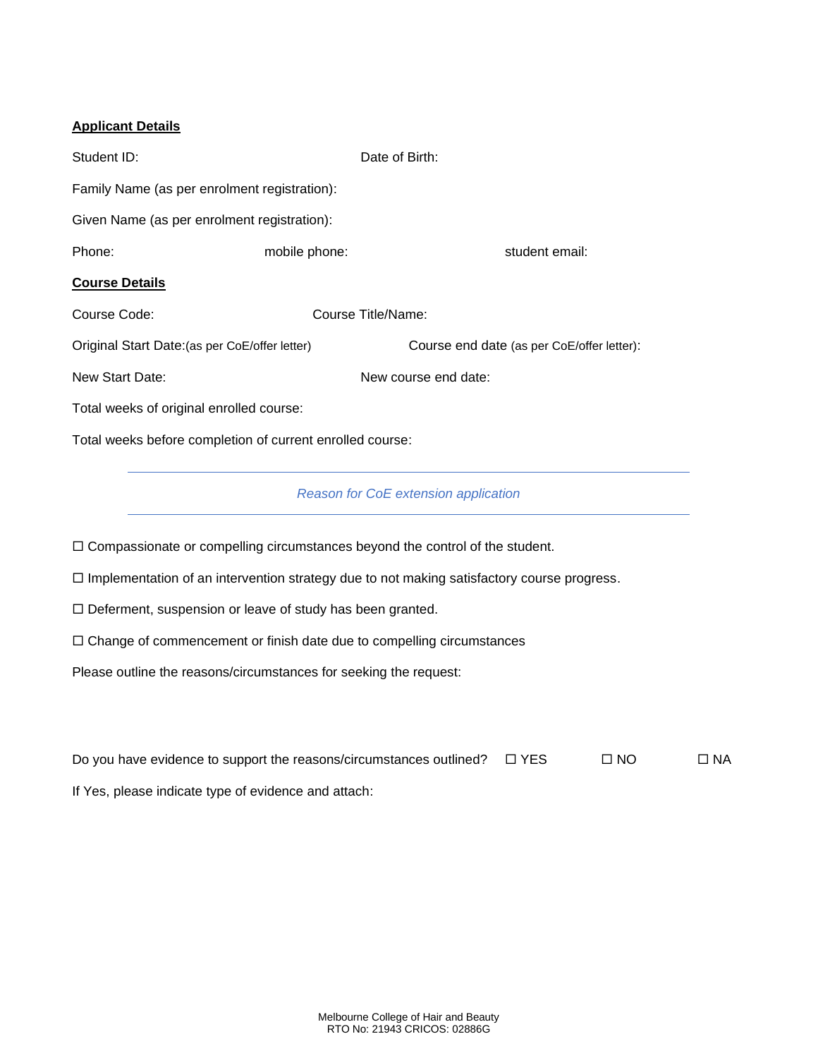**Applicant Details**

Student ID: Date of Birth:

Family Name (as per enrolment registration):

Given Name (as per enrolment registration):

Phone: mobile phone: student email:

**Course Details**

Course Code: Course Title/Name:

Original Start Date:(as per CoE/offer letter) Course end date (as per CoE/offer letter):

New Start Date: New course end date:

Total weeks of original enrolled course:

Total weeks before completion of current enrolled course:

---

*Reason for CoE extension application*

---

☐ Compassionate or compelling circumstances beyond the control of the student.

☐ Implementation of an intervention strategy due to not making satisfactory course progress.

☐ Deferment, suspension or leave of study has been granted.

☐ Change of commencement or finish date due to compelling circumstances

Please outline the reasons/circumstances for seeking the request:

Do you have evidence to support the reasons/circumstances outlined? ☐ YES ☐ NO ☐ NA

If Yes, please indicate type of evidence and attach: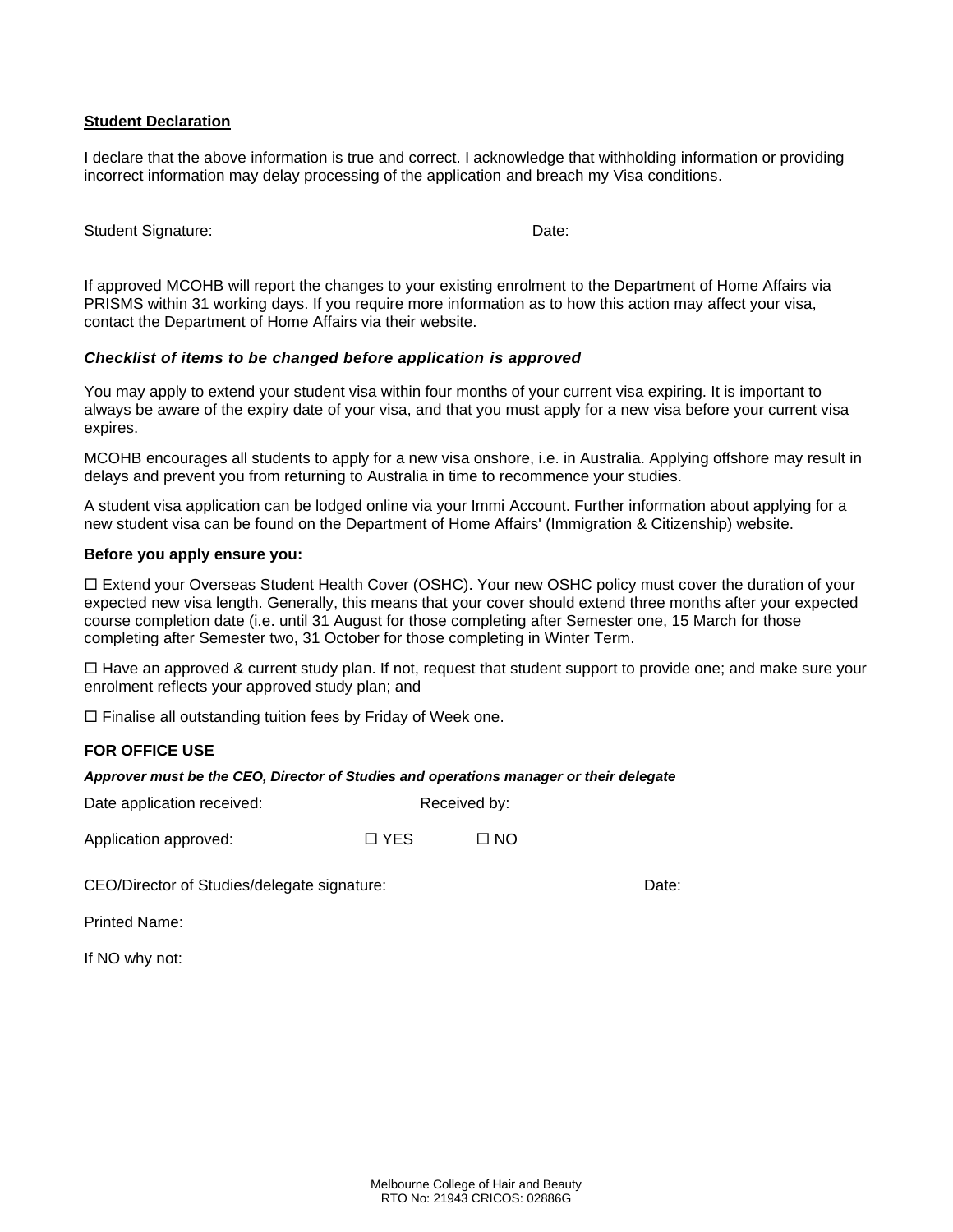**Student Declaration**

I declare that the above information is true and correct. I acknowledge that withholding information or providing incorrect information may delay processing of the application and breach my Visa conditions.

Student Signature: Date:

If approved MCOHB will report the changes to your existing enrolment to the Department of Home Affairs via PRISMS within 31 working days. If you require more information as to how this action may affect your visa, contact the Department of Home Affairs via their website.

***Checklist of items to be changed before application is approved***

You may apply to extend your student visa within four months of your current visa expiring. It is important to always be aware of the expiry date of your visa, and that you must apply for a new visa before your current visa expires.

MCOHB encourages all students to apply for a new visa onshore, i.e. in Australia. Applying offshore may result in delays and prevent you from returning to Australia in time to recommence your studies.

A student visa application can be lodged online via your Immi Account. Further information about applying for a new student visa can be found on the Department of Home Affairs' (Immigration & Citizenship) website.

**Before you apply ensure you:**

☐ Extend your Overseas Student Health Cover (OSHC). Your new OSHC policy must cover the duration of your expected new visa length. Generally, this means that your cover should extend three months after your expected course completion date (i.e. until 31 August for those completing after Semester one, 15 March for those completing after Semester two, 31 October for those completing in Winter Term.

☐ Have an approved & current study plan. If not, request that student support to provide one; and make sure your enrolment reflects your approved study plan; and

☐ Finalise all outstanding tuition fees by Friday of Week one.

**FOR OFFICE USE**

***Approver must be the CEO, Director of Studies and operations manager or their delegate***

Date application received: Received by:

Application approved: ☐ YES ☐ NO

CEO/Director of Studies/delegate signature: Date:

Printed Name:

If NO why not: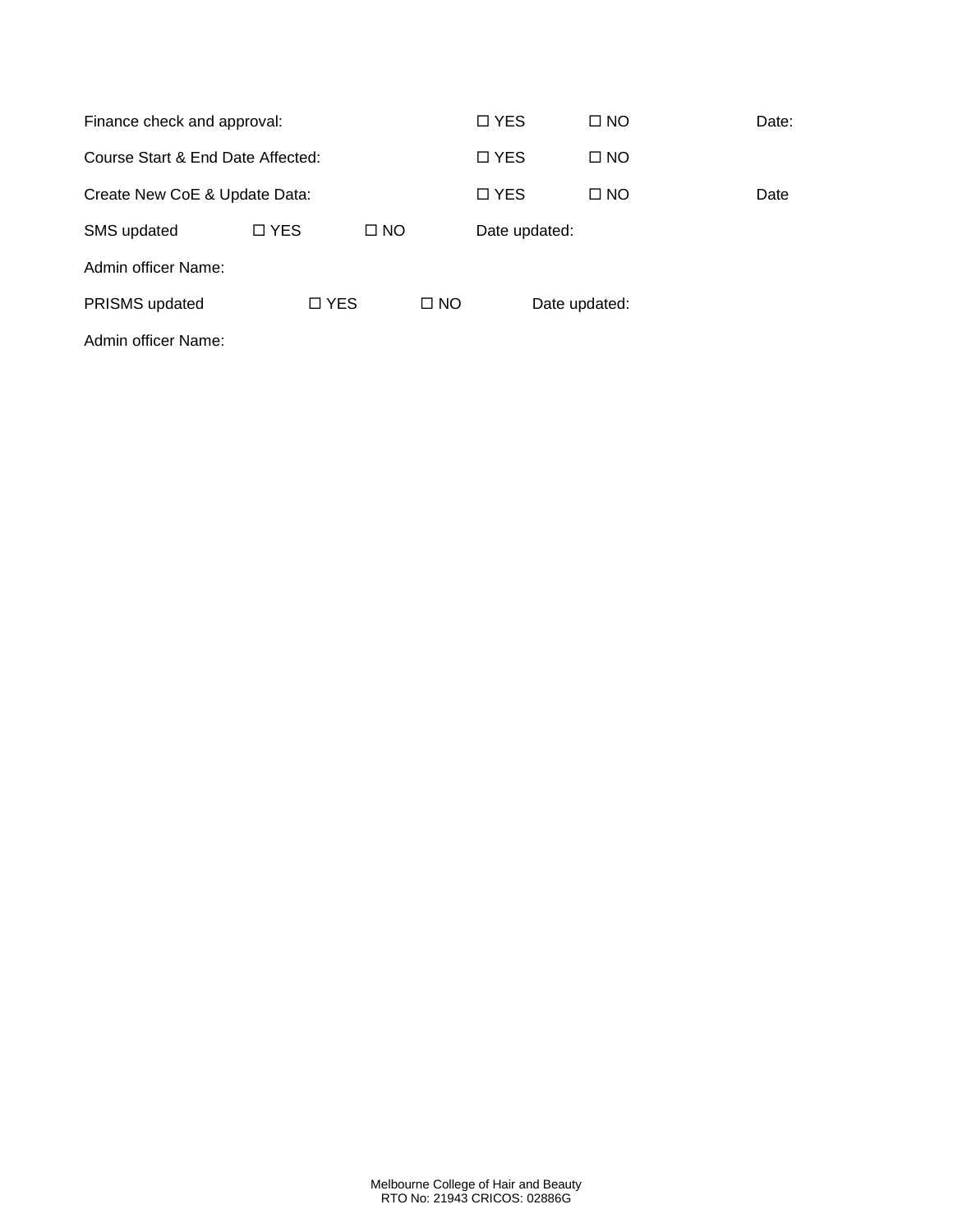Finance check and approval: ☐ YES ☐ NO Date:

Course Start & End Date Affected: ☐ YES ☐ NO

Create New CoE & Update Data: ☐ YES ☐ NO Date

SMS updated ☐ YES ☐ NO Date updated:

Admin officer Name:

PRISMS updated ☐ YES ☐ NO Date updated:

Admin officer Name: